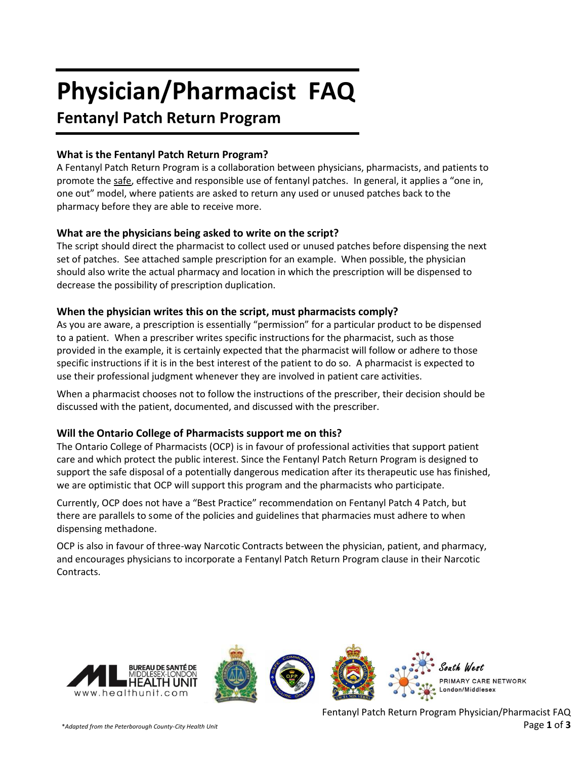# Physician/Pharmacist FAQ

## Fentanyl Patch Return Program

### What is the Fentanyl Patch Return Program?

A Fentanyl Patch Return Program is a collaboration between physicians, pharmacists, and patients to promote the safe, effective and responsible use of fentanyl patches. In general, it applies a "one in, one out" model, where patients are asked to return any used or unused patches back to the pharmacy before they are able to receive more.

### What are the physicians being asked to write on the script?

The script should direct the pharmacist to collect used or unused patches before dispensing the next set of patches. See attached sample prescription for an example. When possible, the physician should also write the actual pharmacy and location in which the prescription will be dispensed to decrease the possibility of prescription duplication.

### When the physician writes this on the script, must pharmacists comply?

As you are aware, a prescription is essentially "permission" for a particular product to be dispensed to a patient. When a prescriber writes specific instructions for the pharmacist, such as those provided in the example, it is certainly expected that the pharmacist will follow or adhere to those specific instructions if it is in the best interest of the patient to do so. A pharmacist is expected to use their professional judgment whenever they are involved in patient care activities.

When a pharmacist chooses not to follow the instructions of the prescriber, their decision should be discussed with the patient, documented, and discussed with the prescriber.

### Will the Ontario College of Pharmacists support me on this?

The Ontario College of Pharmacists (OCP) is in favour of professional activities that support patient care and which protect the public interest. Since the Fentanyl Patch Return Program is designed to support the safe disposal of a potentially dangerous medication after its therapeutic use has finished, we are optimistic that OCP will support this program and the pharmacists who participate.

Currently, OCP does not have a "Best Practice" recommendation on Fentanyl Patch 4 Patch, but there are parallels to some of the policies and guidelines that pharmacies must adhere to when dispensing methadone.

OCP is also in favour of three-way Narcotic Contracts between the physician, patient, and pharmacy, and encourages physicians to incorporate a Fentanyl Patch Return Program clause in their Narcotic Contracts.

*Adapted from the Peterborough County-City Health Unit*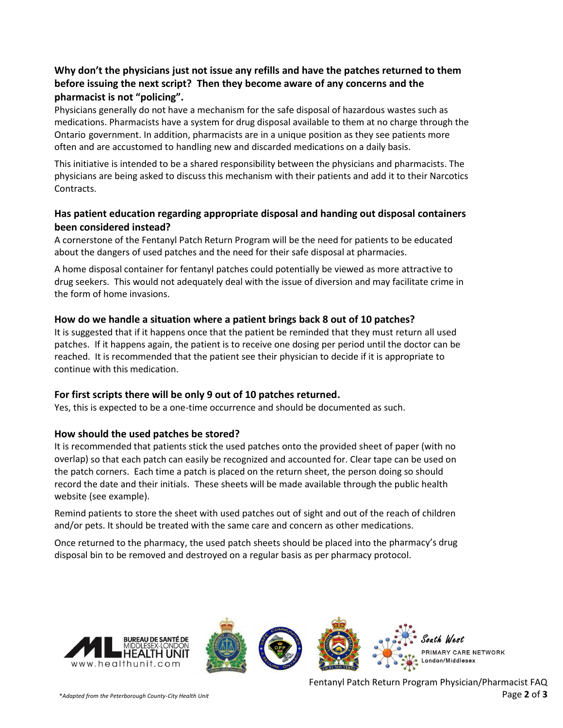### Why don't the physicians just not issue any refills and have the patches returned to them before issuing the next script? Then they become aware of any concerns and the pharmacist is not "policing".

Physicians generally do not have a mechanism for the safe disposal of hazardous wastes such as medications. Pharmacists have a system for drug disposal available to them at no charge through the Ontario government. In addition, pharmacists are in a unique position as they see patients more often and are accustomed to handling new and discarded medications on a daily basis.

This initiative is intended to be a shared responsibility between the physicians and pharmacists. The physicians are being asked to discuss this mechanism with their patients and add it to their Narcotics Contracts.

### Has patient education regarding appropriate disposal and handing out disposal containers been considered instead?

A cornerstone of the Fentanyl Patch Return Program will be the need for patients to be educated about the dangers of used patches and the need for their safe disposal at pharmacies.

A home disposal container for fentanyl patches could potentially be viewed as more attractive to drug seekers. This would not adequately deal with the issue of diversion and may facilitate crime in the form of home invasions.

### How do we handle a situation where a patient brings back 8 out of 10 patches?

It is suggested that if it happens once that the patient be reminded that they must return all used patches. If it happens again, the patient is to receive one dosing per period until the doctor can be reached. It is recommended that the patient see their physician to decide if it is appropriate to continue with this medication.

### For first scripts there will be only 9 out of 10 patches returned.

Yes, this is expected to be a one-time occurrence and should be documented as such.

### How should the used patches be stored?

It is recommended that patients stick the used patches onto the provided sheet of paper (with no overlap) so that each patch can easily be recognized and accounted for. Clear tape can be used on the patch corners. Each time a patch is placed on the return sheet, the person doing so should record the date and their initials. These sheets will be made available through the public health website (see example).

Remind patients to store the sheet with used patches out of sight and out of the reach of children and/or pets. It should be treated with the same care and concern as other medications.

Once returned to the pharmacy, the used patch sheets should be placed into the pharmacy's drug disposal bin to be removed and destroyed on a regular basis as per pharmacy protocol.

*\*Adapted from the Peterborough County-City Health Unit*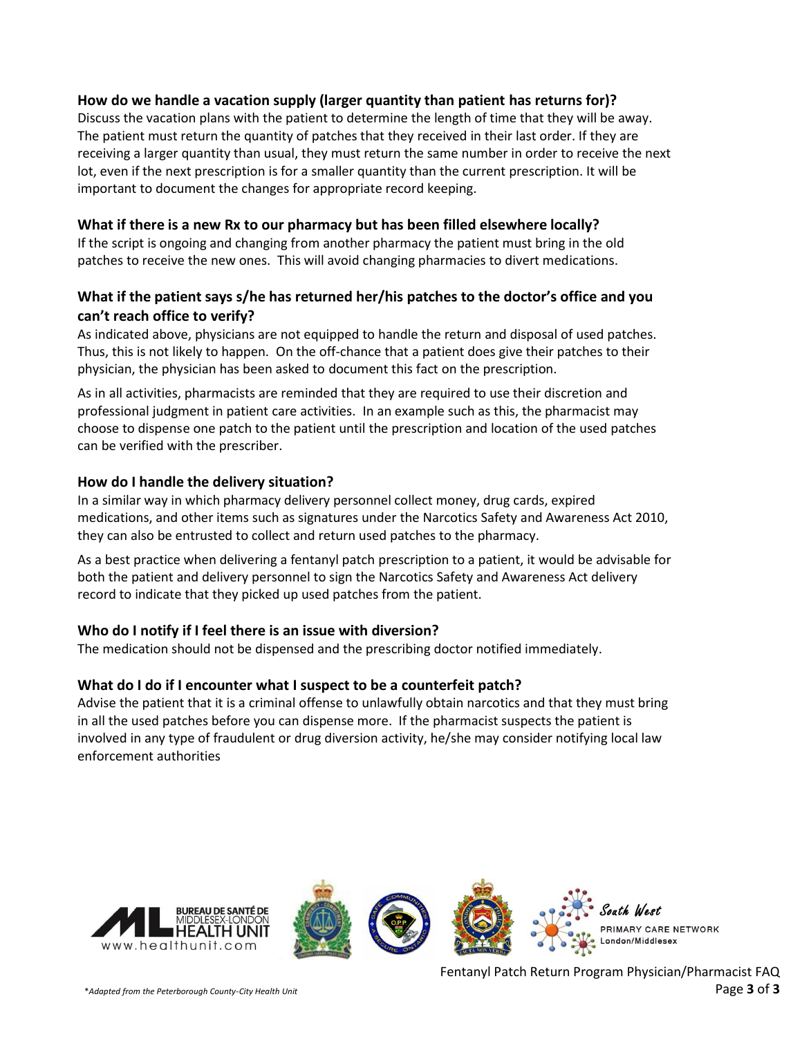### How do we handle a vacation supply (larger quantity than patient has returns for)?

Discuss the vacation plans with the patient to determine the length of time that they will be away. The patient must return the quantity of patches that they received in their last order. If they are receiving a larger quantity than usual, they must return the same number in order to receive the next lot, even if the next prescription is for a smaller quantity than the current prescription. It will be important to document the changes for appropriate record keeping.

### What if there is a new Rx to our pharmacy but has been filled elsewhere locally?

If the script is ongoing and changing from another pharmacy the patient must bring in the old patches to receive the new ones. This will avoid changing pharmacies to divert medications.

### What if the patient says s/he has returned her/his patches to the doctor's office and you can't reach office to verify?

As indicated above, physicians are not equipped to handle the return and disposal of used patches. Thus, this is not likely to happen. On the off-chance that a patient does give their patches to their physician, the physician has been asked to document this fact on the prescription.

As in all activities, pharmacists are reminded that they are required to use their discretion and professional judgment in patient care activities. In an example such as this, the pharmacist may choose to dispense one patch to the patient until the prescription and location of the used patches can be verified with the prescriber.

### How do I handle the delivery situation?

In a similar way in which pharmacy delivery personnel collect money, drug cards, expired medications, and other items such as signatures under the Narcotics Safety and Awareness Act 2010, they can also be entrusted to collect and return used patches to the pharmacy.

As a best practice when delivering a fentanyl patch prescription to a patient, it would be advisable for both the patient and delivery personnel to sign the Narcotics Safety and Awareness Act delivery record to indicate that they picked up used patches from the patient.

### Who do I notify if I feel there is an issue with diversion?

The medication should not be dispensed and the prescribing doctor notified immediately.

### What do I do if I encounter what I suspect to be a counterfeit patch?

Advise the patient that it is a criminal offense to unlawfully obtain narcotics and that they must bring in all the used patches before you can dispense more. If the pharmacist suspects the patient is involved in any type of fraudulent or drug diversion activity, he/she may consider notifying local law enforcement authorities

BUREAU DE SANTÉ DE MIDDLESEX-LONDON HEALTH UNIT www.healthunit.com

South West PRIMARY CARE NETWORK London/Middlesex

*Adapted from the Peterborough County-City Health Unit*